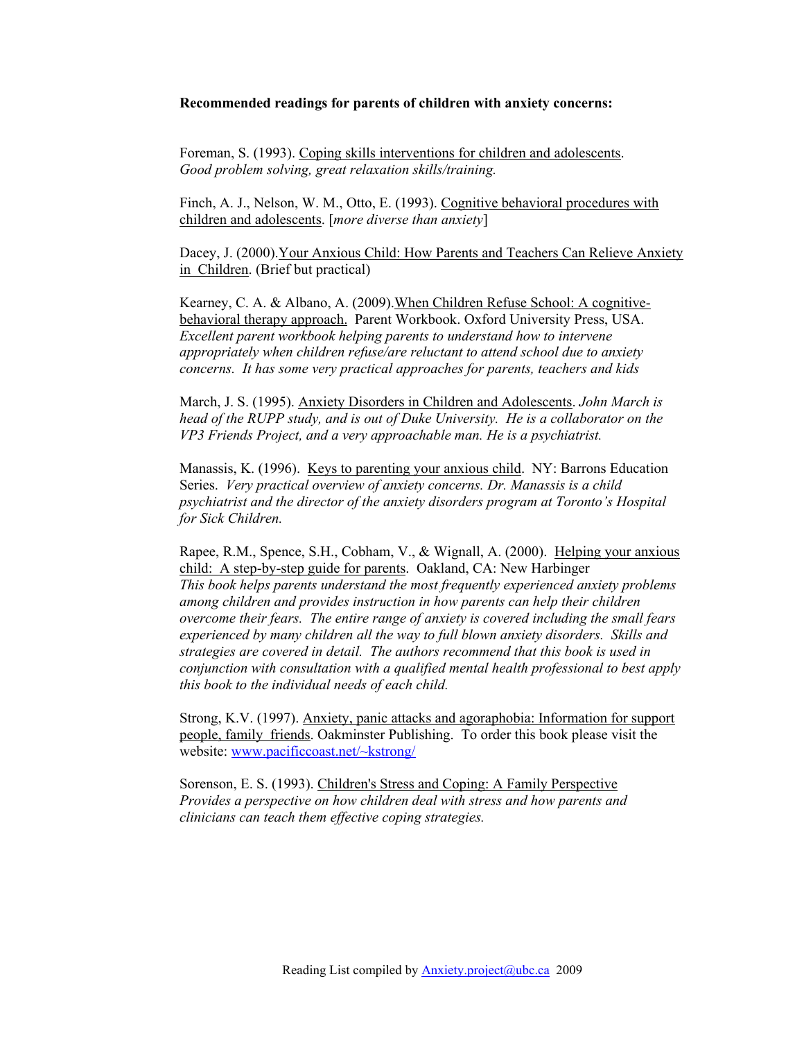**Recommended readings for parents of children with anxiety concerns:**

Foreman, S. (1993). Coping skills interventions for children and adolescents.
*Good problem solving, great relaxation skills/training.*

Finch, A. J., Nelson, W. M., Otto, E. (1993). Cognitive behavioral procedures with children and adolescents. [*more diverse than anxiety*]

Dacey, J. (2000). Your Anxious Child: How Parents and Teachers Can Relieve Anxiety in Children. (Brief but practical)

Kearney, C. A. & Albano, A. (2009). When Children Refuse School: A cognitive-behavioral therapy approach. Parent Workbook. Oxford University Press, USA.
*Excellent parent workbook helping parents to understand how to intervene appropriately when children refuse/are reluctant to attend school due to anxiety concerns. It has some very practical approaches for parents, teachers and kids*

March, J. S. (1995). Anxiety Disorders in Children and Adolescents. *John March is head of the RUPP study, and is out of Duke University. He is a collaborator on the VP3 Friends Project, and a very approachable man. He is a psychiatrist.*

Manassis, K. (1996). Keys to parenting your anxious child. NY: Barrons Education Series. *Very practical overview of anxiety concerns. Dr. Manassis is a child psychiatrist and the director of the anxiety disorders program at Toronto's Hospital for Sick Children.*

Rapee, R.M., Spence, S.H., Cobham, V., & Wignall, A. (2000). Helping your anxious child: A step-by-step guide for parents. Oakland, CA: New Harbinger
*This book helps parents understand the most frequently experienced anxiety problems among children and provides instruction in how parents can help their children overcome their fears. The entire range of anxiety is covered including the small fears experienced by many children all the way to full blown anxiety disorders. Skills and strategies are covered in detail. The authors recommend that this book is used in conjunction with consultation with a qualified mental health professional to best apply this book to the individual needs of each child.*

Strong, K.V. (1997). Anxiety, panic attacks and agoraphobia: Information for support people, family friends. Oakminster Publishing. To order this book please visit the website: www.pacificcoast.net/~kstrong/

Sorenson, E. S. (1993). Children's Stress and Coping: A Family Perspective
*Provides a perspective on how children deal with stress and how parents and clinicians can teach them effective coping strategies.*

Reading List compiled by Anxiety.project@ubc.ca 2009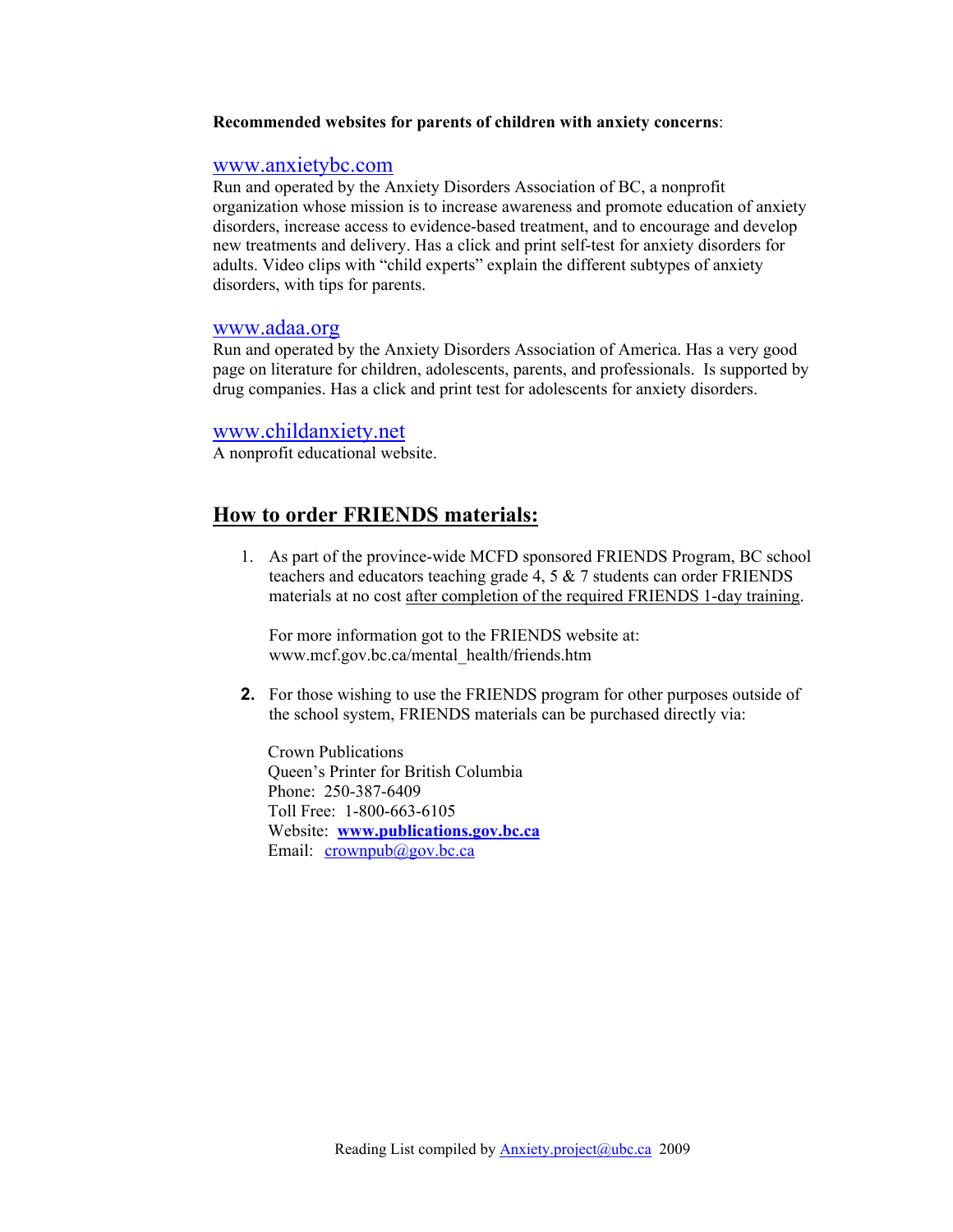**Recommended websites for parents of children with anxiety concerns**:

[www.anxietybc.com](http://www.anxietybc.com)
Run and operated by the Anxiety Disorders Association of BC, a nonprofit organization whose mission is to increase awareness and promote education of anxiety disorders, increase access to evidence-based treatment, and to encourage and develop new treatments and delivery. Has a click and print self-test for anxiety disorders for adults. Video clips with "child experts" explain the different subtypes of anxiety disorders, with tips for parents.

[www.adaa.org](http://www.adaa.org)
Run and operated by the Anxiety Disorders Association of America. Has a very good page on literature for children, adolescents, parents, and professionals. Is supported by drug companies. Has a click and print test for adolescents for anxiety disorders.

[www.childanxiety.net](http://www.childanxiety.net)
A nonprofit educational website.

## How to order FRIENDS materials:

1. As part of the province-wide MCFD sponsored FRIENDS Program, BC school teachers and educators teaching grade 4, 5 & 7 students can order FRIENDS materials at no cost after completion of the required FRIENDS 1-day training.

   For more information got to the FRIENDS website at:
   www.mcf.gov.bc.ca/mental_health/friends.htm

2. For those wishing to use the FRIENDS program for other purposes outside of the school system, FRIENDS materials can be purchased directly via:

   Crown Publications
   Queen's Printer for British Columbia
   Phone: 250-387-6409
   Toll Free: 1-800-663-6105
   Website: **[www.publications.gov.bc.ca](http://www.publications.gov.bc.ca)**
   Email: [crownpub@gov.bc.ca](mailto:crownpub@gov.bc.ca)

Reading List compiled by [Anxiety.project@ubc.ca](mailto:Anxiety.project@ubc.ca) 2009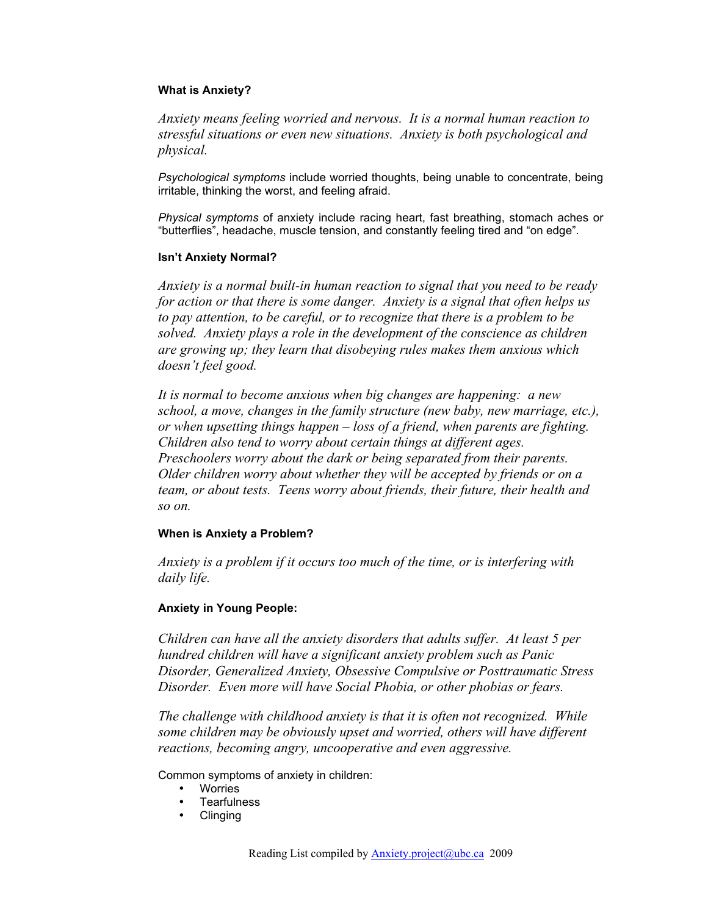**What is Anxiety?**

*Anxiety means feeling worried and nervous. It is a normal human reaction to stressful situations or even new situations. Anxiety is both psychological and physical.*

*Psychological symptoms* include worried thoughts, being unable to concentrate, being irritable, thinking the worst, and feeling afraid.

*Physical symptoms* of anxiety include racing heart, fast breathing, stomach aches or "butterflies", headache, muscle tension, and constantly feeling tired and "on edge".

**Isn't Anxiety Normal?**

*Anxiety is a normal built-in human reaction to signal that you need to be ready for action or that there is some danger. Anxiety is a signal that often helps us to pay attention, to be careful, or to recognize that there is a problem to be solved. Anxiety plays a role in the development of the conscience as children are growing up; they learn that disobeying rules makes them anxious which doesn't feel good.*

*It is normal to become anxious when big changes are happening: a new school, a move, changes in the family structure (new baby, new marriage, etc.), or when upsetting things happen – loss of a friend, when parents are fighting. Children also tend to worry about certain things at different ages. Preschoolers worry about the dark or being separated from their parents. Older children worry about whether they will be accepted by friends or on a team, or about tests. Teens worry about friends, their future, their health and so on.*

**When is Anxiety a Problem?**

*Anxiety is a problem if it occurs too much of the time, or is interfering with daily life.*

**Anxiety in Young People:**

*Children can have all the anxiety disorders that adults suffer. At least 5 per hundred children will have a significant anxiety problem such as Panic Disorder, Generalized Anxiety, Obsessive Compulsive or Posttraumatic Stress Disorder. Even more will have Social Phobia, or other phobias or fears.*

*The challenge with childhood anxiety is that it is often not recognized. While some children may be obviously upset and worried, others will have different reactions, becoming angry, uncooperative and even aggressive.*

Common symptoms of anxiety in children:

- Worries
- Tearfulness
- Clinging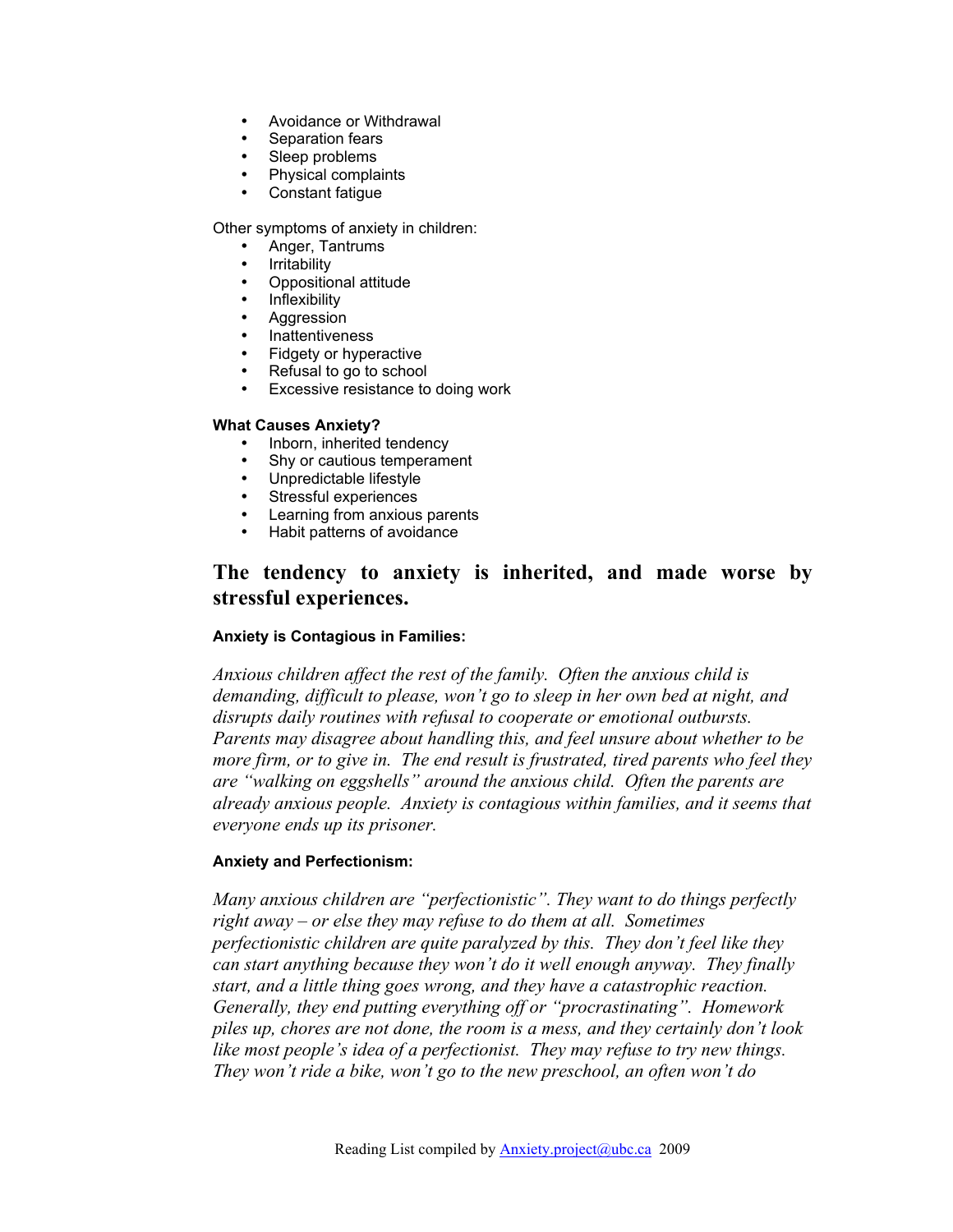- Avoidance or Withdrawal
- Separation fears
- Sleep problems
- Physical complaints
- Constant fatigue

Other symptoms of anxiety in children:

- Anger, Tantrums
- Irritability
- Oppositional attitude
- Inflexibility
- Aggression
- Inattentiveness
- Fidgety or hyperactive
- Refusal to go to school
- Excessive resistance to doing work

**What Causes Anxiety?**

- Inborn, inherited tendency
- Shy or cautious temperament
- Unpredictable lifestyle
- Stressful experiences
- Learning from anxious parents
- Habit patterns of avoidance

## The tendency to anxiety is inherited, and made worse by stressful experiences.

**Anxiety is Contagious in Families:**

*Anxious children affect the rest of the family. Often the anxious child is demanding, difficult to please, won't go to sleep in her own bed at night, and disrupts daily routines with refusal to cooperate or emotional outbursts. Parents may disagree about handling this, and feel unsure about whether to be more firm, or to give in. The end result is frustrated, tired parents who feel they are "walking on eggshells" around the anxious child. Often the parents are already anxious people. Anxiety is contagious within families, and it seems that everyone ends up its prisoner.*

**Anxiety and Perfectionism:**

*Many anxious children are "perfectionistic". They want to do things perfectly right away – or else they may refuse to do them at all. Sometimes perfectionistic children are quite paralyzed by this. They don't feel like they can start anything because they won't do it well enough anyway. They finally start, and a little thing goes wrong, and they have a catastrophic reaction. Generally, they end putting everything off or "procrastinating". Homework piles up, chores are not done, the room is a mess, and they certainly don't look like most people's idea of a perfectionist. They may refuse to try new things. They won't ride a bike, won't go to the new preschool, an often won't do*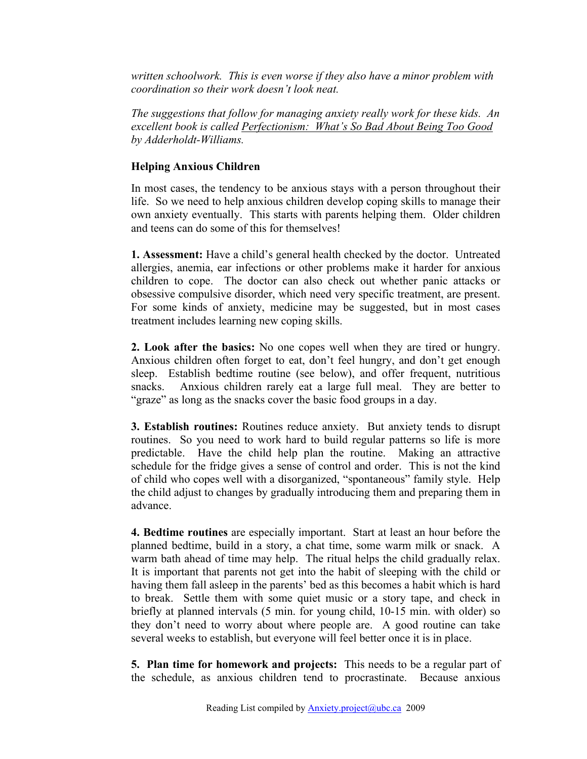*written schoolwork. This is even worse if they also have a minor problem with coordination so their work doesn't look neat.*

*The suggestions that follow for managing anxiety really work for these kids. An excellent book is called Perfectionism: What's So Bad About Being Too Good by Adderholdt-Williams.*

**Helping Anxious Children**

In most cases, the tendency to be anxious stays with a person throughout their life. So we need to help anxious children develop coping skills to manage their own anxiety eventually. This starts with parents helping them. Older children and teens can do some of this for themselves!

**1. Assessment:** Have a child's general health checked by the doctor. Untreated allergies, anemia, ear infections or other problems make it harder for anxious children to cope. The doctor can also check out whether panic attacks or obsessive compulsive disorder, which need very specific treatment, are present. For some kinds of anxiety, medicine may be suggested, but in most cases treatment includes learning new coping skills.

**2. Look after the basics:** No one copes well when they are tired or hungry. Anxious children often forget to eat, don't feel hungry, and don't get enough sleep. Establish bedtime routine (see below), and offer frequent, nutritious snacks. Anxious children rarely eat a large full meal. They are better to "graze" as long as the snacks cover the basic food groups in a day.

**3. Establish routines:** Routines reduce anxiety. But anxiety tends to disrupt routines. So you need to work hard to build regular patterns so life is more predictable. Have the child help plan the routine. Making an attractive schedule for the fridge gives a sense of control and order. This is not the kind of child who copes well with a disorganized, "spontaneous" family style. Help the child adjust to changes by gradually introducing them and preparing them in advance.

**4. Bedtime routines** are especially important. Start at least an hour before the planned bedtime, build in a story, a chat time, some warm milk or snack. A warm bath ahead of time may help. The ritual helps the child gradually relax. It is important that parents not get into the habit of sleeping with the child or having them fall asleep in the parents' bed as this becomes a habit which is hard to break. Settle them with some quiet music or a story tape, and check in briefly at planned intervals (5 min. for young child, 10-15 min. with older) so they don't need to worry about where people are. A good routine can take several weeks to establish, but everyone will feel better once it is in place.

**5. Plan time for homework and projects:** This needs to be a regular part of the schedule, as anxious children tend to procrastinate. Because anxious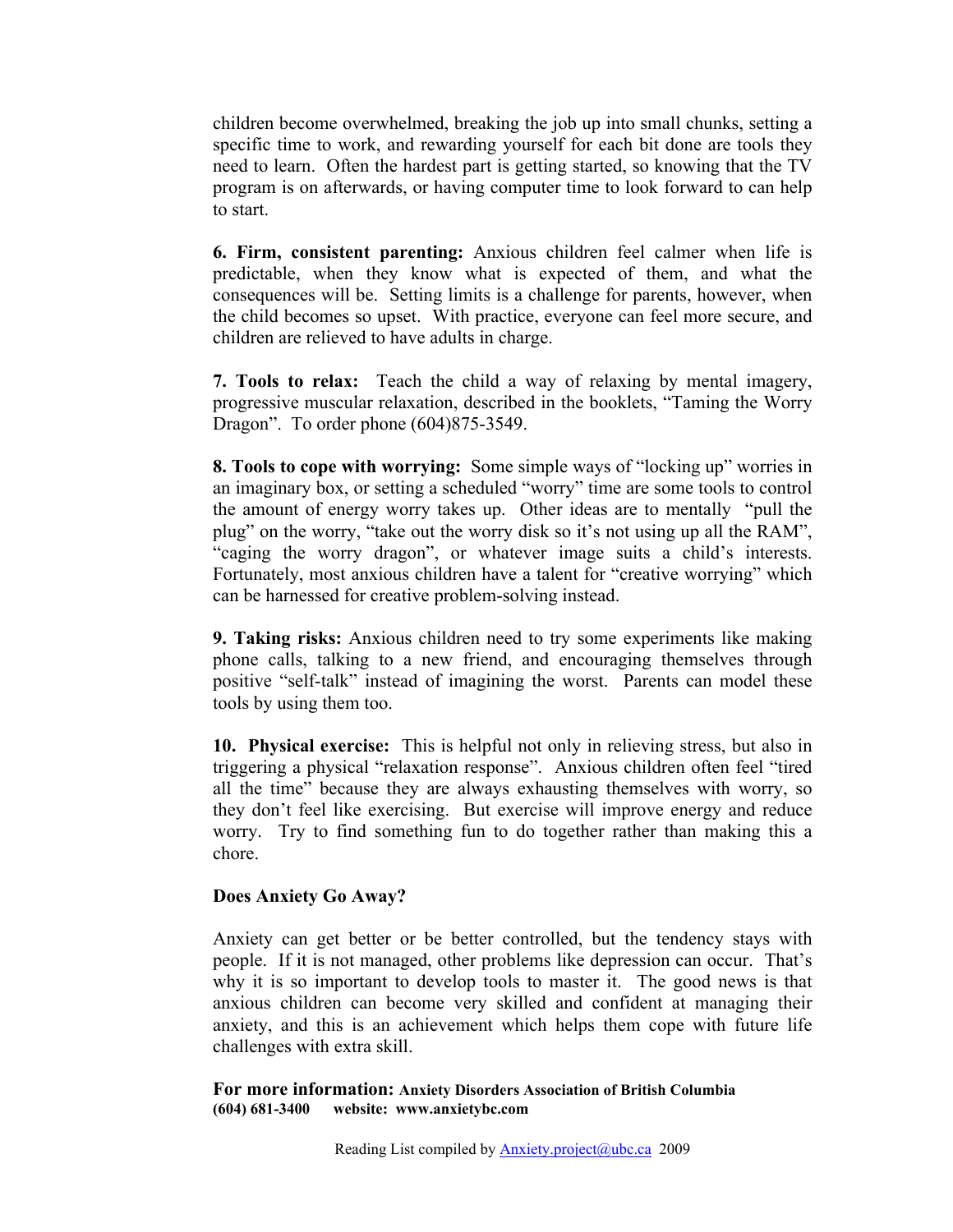children become overwhelmed, breaking the job up into small chunks, setting a specific time to work, and rewarding yourself for each bit done are tools they need to learn. Often the hardest part is getting started, so knowing that the TV program is on afterwards, or having computer time to look forward to can help to start.

**6. Firm, consistent parenting:** Anxious children feel calmer when life is predictable, when they know what is expected of them, and what the consequences will be. Setting limits is a challenge for parents, however, when the child becomes so upset. With practice, everyone can feel more secure, and children are relieved to have adults in charge.

**7. Tools to relax:** Teach the child a way of relaxing by mental imagery, progressive muscular relaxation, described in the booklets, "Taming the Worry Dragon". To order phone (604)875-3549.

**8. Tools to cope with worrying:** Some simple ways of "locking up" worries in an imaginary box, or setting a scheduled "worry" time are some tools to control the amount of energy worry takes up. Other ideas are to mentally "pull the plug" on the worry, "take out the worry disk so it's not using up all the RAM", "caging the worry dragon", or whatever image suits a child's interests. Fortunately, most anxious children have a talent for "creative worrying" which can be harnessed for creative problem-solving instead.

**9. Taking risks:** Anxious children need to try some experiments like making phone calls, talking to a new friend, and encouraging themselves through positive "self-talk" instead of imagining the worst. Parents can model these tools by using them too.

**10. Physical exercise:** This is helpful not only in relieving stress, but also in triggering a physical "relaxation response". Anxious children often feel "tired all the time" because they are always exhausting themselves with worry, so they don't feel like exercising. But exercise will improve energy and reduce worry. Try to find something fun to do together rather than making this a chore.

**Does Anxiety Go Away?**

Anxiety can get better or be better controlled, but the tendency stays with people. If it is not managed, other problems like depression can occur. That's why it is so important to develop tools to master it. The good news is that anxious children can become very skilled and confident at managing their anxiety, and this is an achievement which helps them cope with future life challenges with extra skill.

**For more information: Anxiety Disorders Association of British Columbia (604) 681-3400 website: www.anxietybc.com**

Reading List compiled by Anxiety.project@ubc.ca 2009